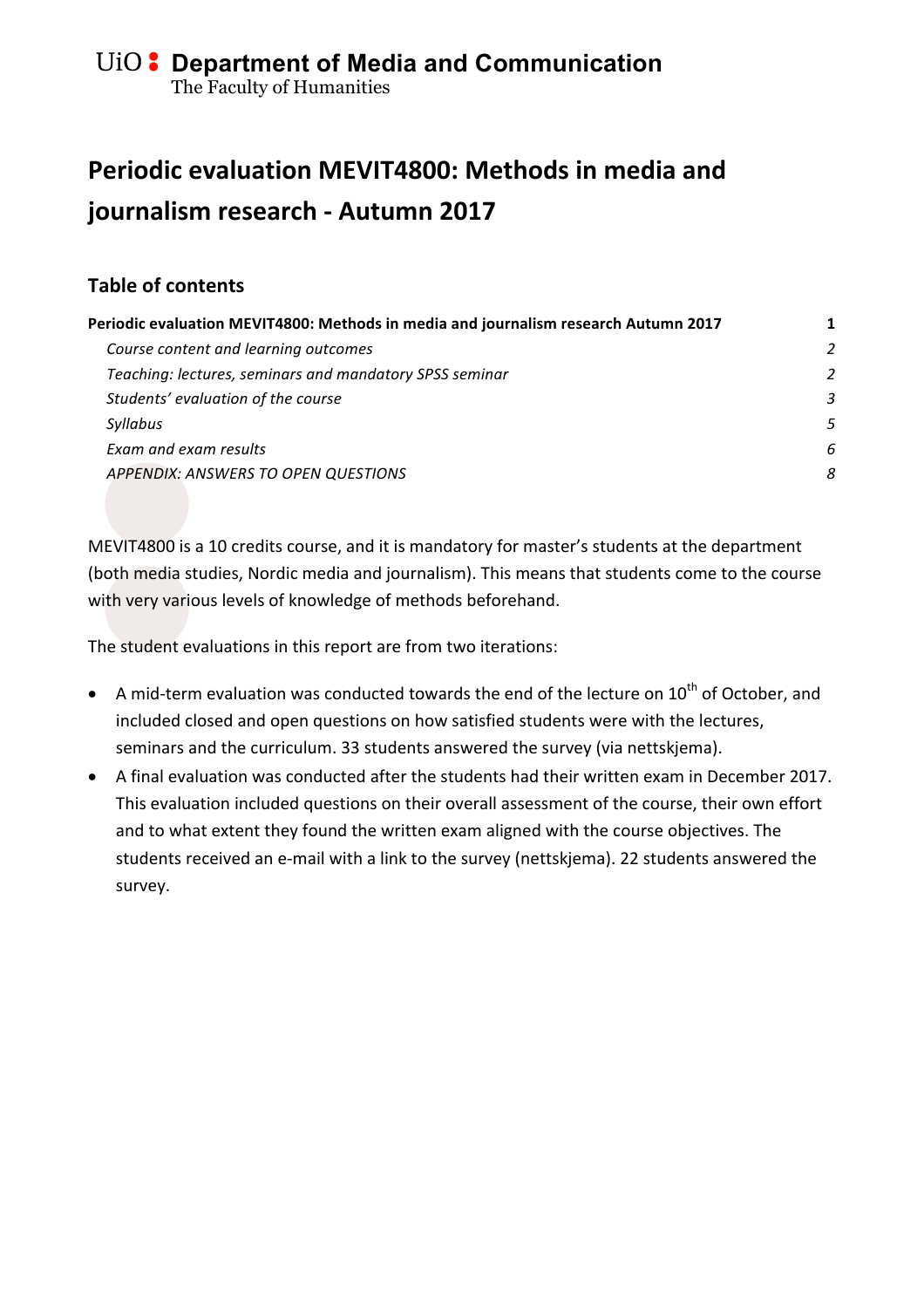UiO : **Department of Media and Communication**
The Faculty of Humanities

# Periodic evaluation MEVIT4800: Methods in media and journalism research - Autumn 2017

## Table of contents

| | |
|---|---|
| **Periodic evaluation MEVIT4800: Methods in media and journalism research Autumn 2017** | **1** |
| *Course content and learning outcomes* | *2* |
| *Teaching: lectures, seminars and mandatory SPSS seminar* | *2* |
| *Students' evaluation of the course* | *3* |
| *Syllabus* | *5* |
| *Exam and exam results* | *6* |
| *APPENDIX: ANSWERS TO OPEN QUESTIONS* | *8* |

MEVIT4800 is a 10 credits course, and it is mandatory for master's students at the department (both media studies, Nordic media and journalism). This means that students come to the course with very various levels of knowledge of methods beforehand.

The student evaluations in this report are from two iterations:

- A mid-term evaluation was conducted towards the end of the lecture on 10th of October, and included closed and open questions on how satisfied students were with the lectures, seminars and the curriculum. 33 students answered the survey (via nettskjema).
- A final evaluation was conducted after the students had their written exam in December 2017. This evaluation included questions on their overall assessment of the course, their own effort and to what extent they found the written exam aligned with the course objectives. The students received an e-mail with a link to the survey (nettskjema). 22 students answered the survey.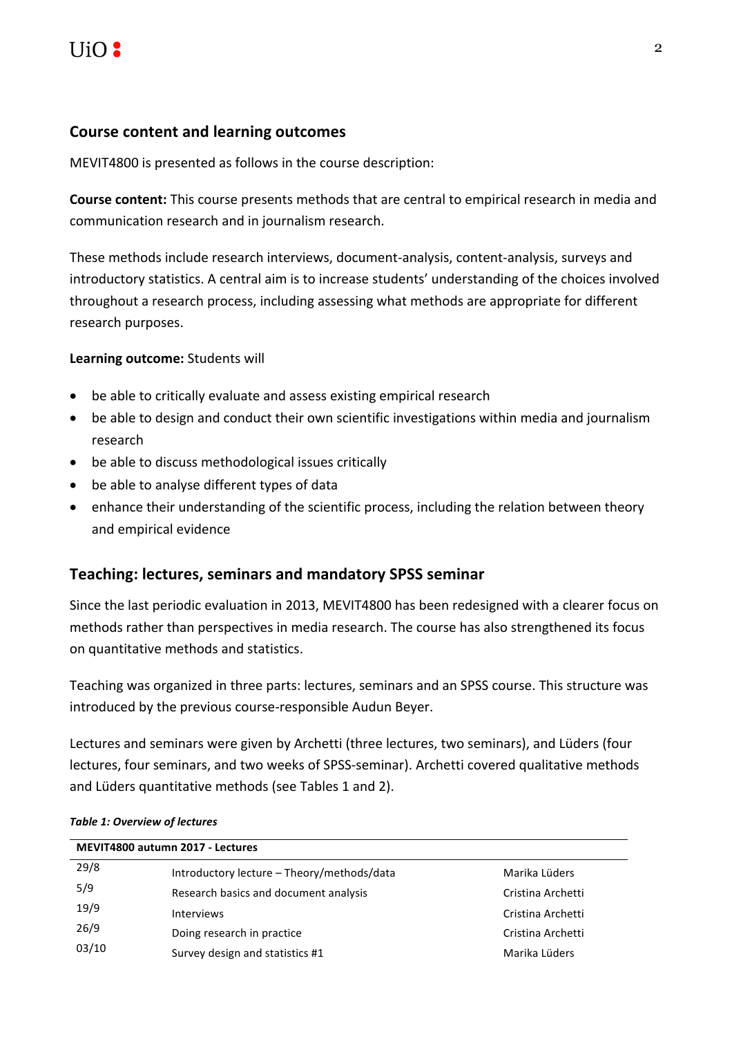## Course content and learning outcomes

MEVIT4800 is presented as follows in the course description:

**Course content:** This course presents methods that are central to empirical research in media and communication research and in journalism research.

These methods include research interviews, document-analysis, content-analysis, surveys and introductory statistics. A central aim is to increase students' understanding of the choices involved throughout a research process, including assessing what methods are appropriate for different research purposes.

**Learning outcome:** Students will

- be able to critically evaluate and assess existing empirical research
- be able to design and conduct their own scientific investigations within media and journalism research
- be able to discuss methodological issues critically
- be able to analyse different types of data
- enhance their understanding of the scientific process, including the relation between theory and empirical evidence

## Teaching: lectures, seminars and mandatory SPSS seminar

Since the last periodic evaluation in 2013, MEVIT4800 has been redesigned with a clearer focus on methods rather than perspectives in media research. The course has also strengthened its focus on quantitative methods and statistics.

Teaching was organized in three parts: lectures, seminars and an SPSS course. This structure was introduced by the previous course-responsible Audun Beyer.

Lectures and seminars were given by Archetti (three lectures, two seminars), and Lüders (four lectures, four seminars, and two weeks of SPSS-seminar). Archetti covered qualitative methods and Lüders quantitative methods (see Tables 1 and 2).

***Table 1: Overview of lectures***

| **MEVIT4800 autumn 2017 - Lectures** | | |
|---|---|---|
| 29/8 | Introductory lecture – Theory/methods/data | Marika Lüders |
| 5/9 | Research basics and document analysis | Cristina Archetti |
| 19/9 | Interviews | Cristina Archetti |
| 26/9 | Doing research in practice | Cristina Archetti |
| 03/10 | Survey design and statistics #1 | Marika Lüders |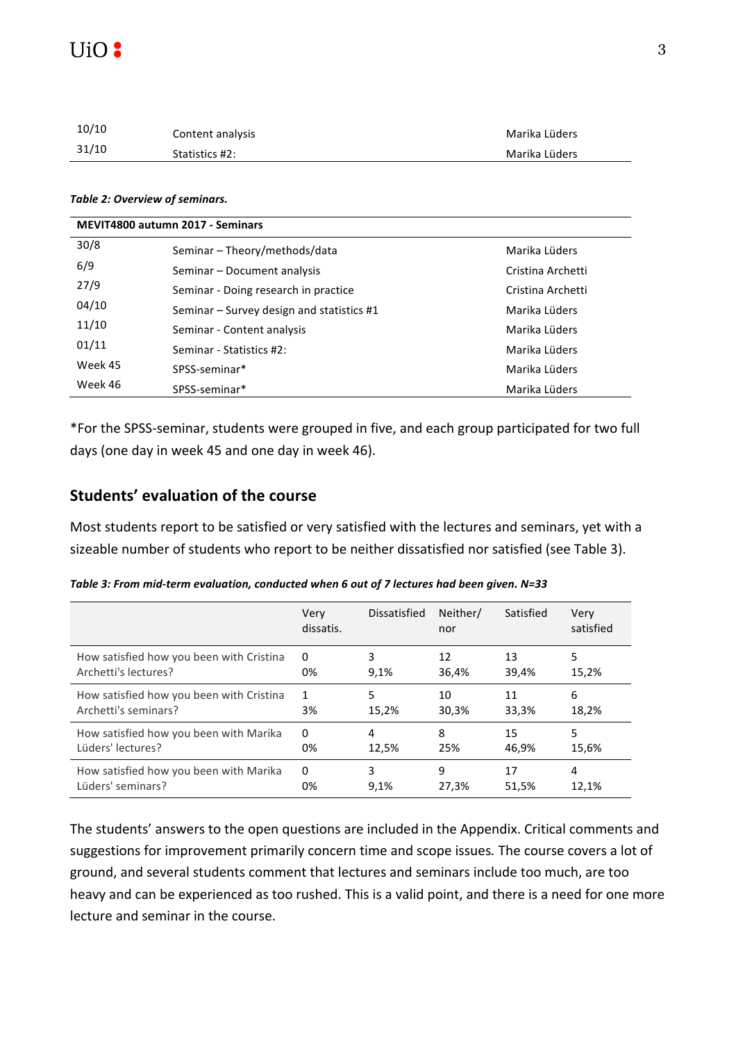| | | |
|---|---|---|
| 10/10 | Content analysis | Marika Lüders |
| 31/10 | Statistics #2: | Marika Lüders |

***Table 2: Overview of seminars.***

| MEVIT4800 autumn 2017 - Seminars | | |
|---|---|---|
| 30/8 | Seminar – Theory/methods/data | Marika Lüders |
| 6/9 | Seminar – Document analysis | Cristina Archetti |
| 27/9 | Seminar - Doing research in practice | Cristina Archetti |
| 04/10 | Seminar – Survey design and statistics #1 | Marika Lüders |
| 11/10 | Seminar - Content analysis | Marika Lüders |
| 01/11 | Seminar - Statistics #2: | Marika Lüders |
| Week 45 | SPSS-seminar* | Marika Lüders |
| Week 46 | SPSS-seminar* | Marika Lüders |

*For the SPSS-seminar, students were grouped in five, and each group participated for two full days (one day in week 45 and one day in week 46).

## Students' evaluation of the course

Most students report to be satisfied or very satisfied with the lectures and seminars, yet with a sizeable number of students who report to be neither dissatisfied nor satisfied (see Table 3).

***Table 3: From mid-term evaluation, conducted when 6 out of 7 lectures had been given. N=33***

| | Very dissatis. | Dissatisfied | Neither/ nor | Satisfied | Very satisfied |
|---|---|---|---|---|---|
| How satisfied how you been with Cristina Archetti's lectures? | 0<br>0% | 3<br>9,1% | 12<br>36,4% | 13<br>39,4% | 5<br>15,2% |
| How satisfied how you been with Cristina Archetti's seminars? | 1<br>3% | 5<br>15,2% | 10<br>30,3% | 11<br>33,3% | 6<br>18,2% |
| How satisfied how you been with Marika Lüders' lectures? | 0<br>0% | 4<br>12,5% | 8<br>25% | 15<br>46,9% | 5<br>15,6% |
| How satisfied how you been with Marika Lüders' seminars? | 0<br>0% | 3<br>9,1% | 9<br>27,3% | 17<br>51,5% | 4<br>12,1% |

The students' answers to the open questions are included in the Appendix. Critical comments and suggestions for improvement primarily concern time and scope issues. The course covers a lot of ground, and several students comment that lectures and seminars include too much, are too heavy and can be experienced as too rushed. This is a valid point, and there is a need for one more lecture and seminar in the course.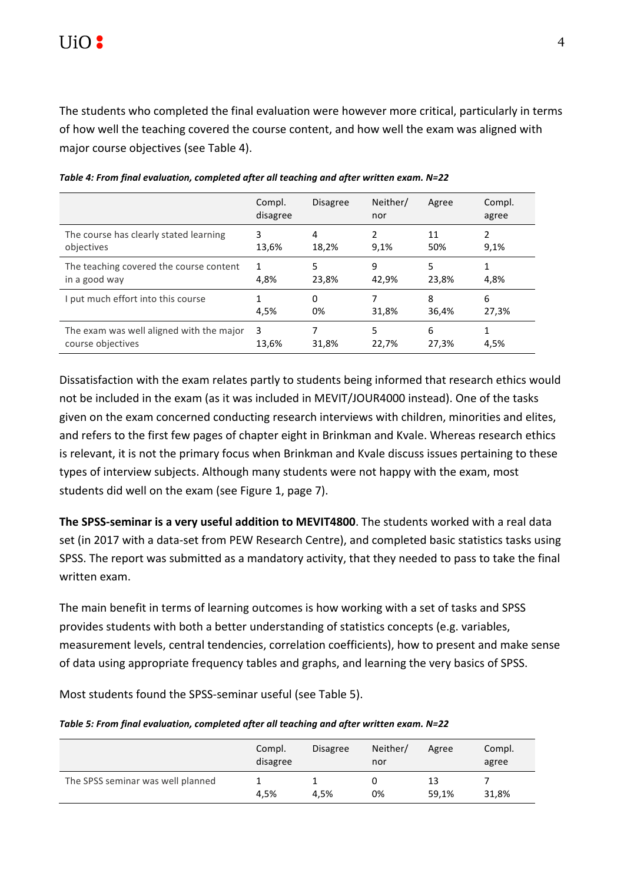The students who completed the final evaluation were however more critical, particularly in terms of how well the teaching covered the course content, and how well the exam was aligned with major course objectives (see Table 4).

***Table 4: From final evaluation, completed after all teaching and after written exam. N=22***

| | Compl. disagree | Disagree | Neither/ nor | Agree | Compl. agree |
|---|---|---|---|---|---|
| The course has clearly stated learning objectives | 3 13,6% | 4 18,2% | 2 9,1% | 11 50% | 2 9,1% |
| The teaching covered the course content in a good way | 1 4,8% | 5 23,8% | 9 42,9% | 5 23,8% | 1 4,8% |
| I put much effort into this course | 1 4,5% | 0 0% | 7 31,8% | 8 36,4% | 6 27,3% |
| The exam was well aligned with the major course objectives | 3 13,6% | 7 31,8% | 5 22,7% | 6 27,3% | 1 4,5% |

Dissatisfaction with the exam relates partly to students being informed that research ethics would not be included in the exam (as it was included in MEVIT/JOUR4000 instead). One of the tasks given on the exam concerned conducting research interviews with children, minorities and elites, and refers to the first few pages of chapter eight in Brinkman and Kvale. Whereas research ethics is relevant, it is not the primary focus when Brinkman and Kvale discuss issues pertaining to these types of interview subjects. Although many students were not happy with the exam, most students did well on the exam (see Figure 1, page 7).

**The SPSS-seminar is a very useful addition to MEVIT4800**. The students worked with a real data set (in 2017 with a data-set from PEW Research Centre), and completed basic statistics tasks using SPSS. The report was submitted as a mandatory activity, that they needed to pass to take the final written exam.

The main benefit in terms of learning outcomes is how working with a set of tasks and SPSS provides students with both a better understanding of statistics concepts (e.g. variables, measurement levels, central tendencies, correlation coefficients), how to present and make sense of data using appropriate frequency tables and graphs, and learning the very basics of SPSS.

Most students found the SPSS-seminar useful (see Table 5).

***Table 5: From final evaluation, completed after all teaching and after written exam. N=22***

| | Compl. disagree | Disagree | Neither/ nor | Agree | Compl. agree |
|---|---|---|---|---|---|
| The SPSS seminar was well planned | 1 4,5% | 1 4,5% | 0 0% | 13 59,1% | 7 31,8% |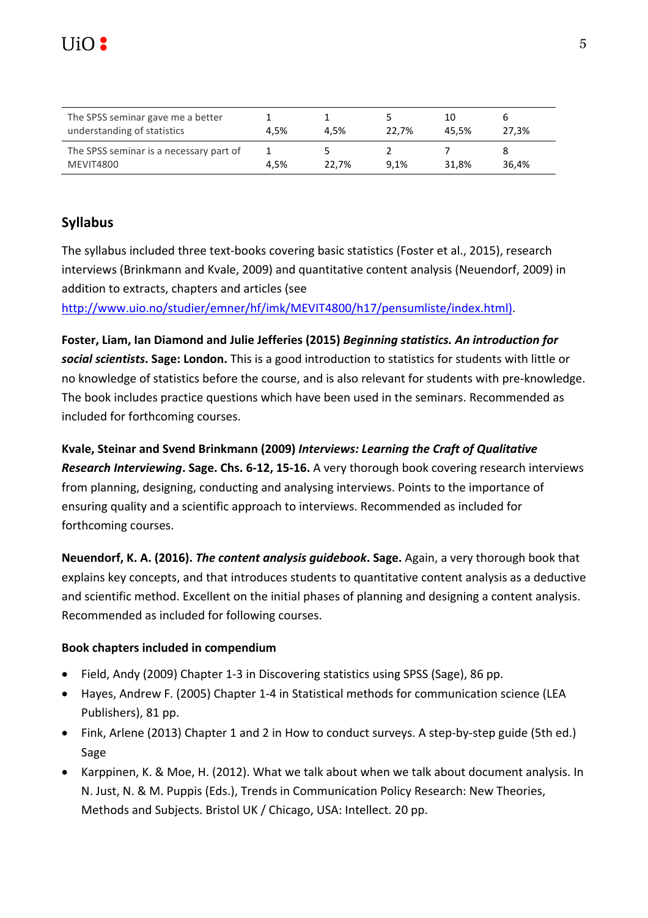| | | | | | |
|---|---|---|---|---|---|
| The SPSS seminar gave me a better understanding of statistics | 1<br>4,5% | 1<br>4,5% | 5<br>22,7% | 10<br>45,5% | 6<br>27,3% |
| The SPSS seminar is a necessary part of MEVIT4800 | 1<br>4,5% | 5<br>22,7% | 2<br>9,1% | 7<br>31,8% | 8<br>36,4% |

## Syllabus

The syllabus included three text-books covering basic statistics (Foster et al., 2015), research interviews (Brinkmann and Kvale, 2009) and quantitative content analysis (Neuendorf, 2009) in addition to extracts, chapters and articles (see http://www.uio.no/studier/emner/hf/imk/MEVIT4800/h17/pensumliste/index.html).

**Foster, Liam, Ian Diamond and Julie Jefferies (2015)** ***Beginning statistics. An introduction for social scientists*****. Sage: London.** This is a good introduction to statistics for students with little or no knowledge of statistics before the course, and is also relevant for students with pre-knowledge. The book includes practice questions which have been used in the seminars. Recommended as included for forthcoming courses.

**Kvale, Steinar and Svend Brinkmann (2009)** ***Interviews: Learning the Craft of Qualitative Research Interviewing*****. Sage. Chs. 6-12, 15-16.** A very thorough book covering research interviews from planning, designing, conducting and analysing interviews. Points to the importance of ensuring quality and a scientific approach to interviews. Recommended as included for forthcoming courses.

**Neuendorf, K. A. (2016).** ***The content analysis guidebook*****. Sage.** Again, a very thorough book that explains key concepts, and that introduces students to quantitative content analysis as a deductive and scientific method. Excellent on the initial phases of planning and designing a content analysis. Recommended as included for following courses.

### Book chapters included in compendium

- Field, Andy (2009) Chapter 1-3 in Discovering statistics using SPSS (Sage), 86 pp.
- Hayes, Andrew F. (2005) Chapter 1-4 in Statistical methods for communication science (LEA Publishers), 81 pp.
- Fink, Arlene (2013) Chapter 1 and 2 in How to conduct surveys. A step-by-step guide (5th ed.) Sage
- Karppinen, K. & Moe, H. (2012). What we talk about when we talk about document analysis. In N. Just, N. & M. Puppis (Eds.), Trends in Communication Policy Research: New Theories, Methods and Subjects. Bristol UK / Chicago, USA: Intellect. 20 pp.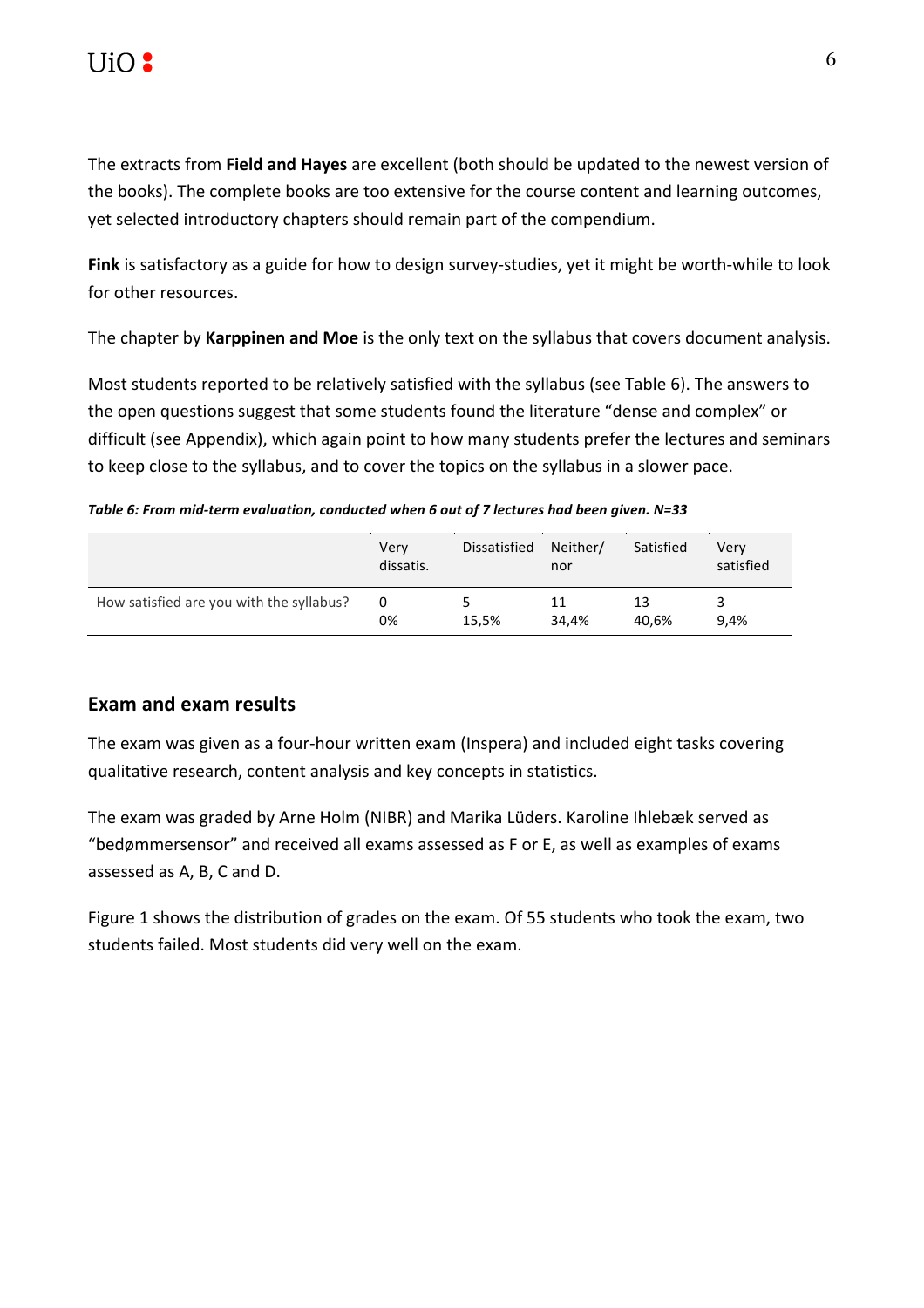The extracts from **Field and Hayes** are excellent (both should be updated to the newest version of the books). The complete books are too extensive for the course content and learning outcomes, yet selected introductory chapters should remain part of the compendium.

**Fink** is satisfactory as a guide for how to design survey-studies, yet it might be worth-while to look for other resources.

The chapter by **Karppinen and Moe** is the only text on the syllabus that covers document analysis.

Most students reported to be relatively satisfied with the syllabus (see Table 6). The answers to the open questions suggest that some students found the literature "dense and complex" or difficult (see Appendix), which again point to how many students prefer the lectures and seminars to keep close to the syllabus, and to cover the topics on the syllabus in a slower pace.

***Table 6: From mid-term evaluation, conducted when 6 out of 7 lectures had been given. N=33***

| | Very dissatis. | Dissatisfied | Neither/ nor | Satisfied | Very satisfied |
|---|---|---|---|---|---|
| How satisfied are you with the syllabus? | 0<br>0% | 5<br>15,5% | 11<br>34,4% | 13<br>40,6% | 3<br>9,4% |

## Exam and exam results

The exam was given as a four-hour written exam (Inspera) and included eight tasks covering qualitative research, content analysis and key concepts in statistics.

The exam was graded by Arne Holm (NIBR) and Marika Lüders. Karoline Ihlebæk served as "bedømmersensor" and received all exams assessed as F or E, as well as examples of exams assessed as A, B, C and D.

Figure 1 shows the distribution of grades on the exam. Of 55 students who took the exam, two students failed. Most students did very well on the exam.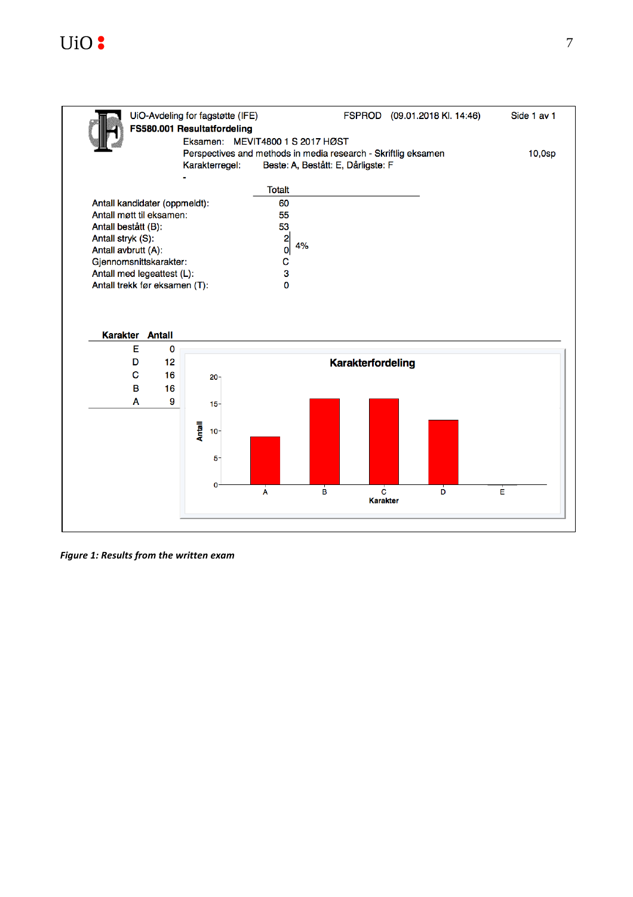UiO-Avdeling for fagstøtte (IFE) FSPROD (09.01.2018 Kl. 14:46) Side 1 av 1

**FS580.001 Resultatfordeling**

Eksamen: MEVIT4800 1 S 2017 HØST

Perspectives and methods in media research - Skriftlig eksamen 10,0sp

Karakterregel: Beste: A, Bestått: E, Dårligste: F

-

| | Totalt |
|---|---|
| Antall kandidater (oppmeldt): | 60 |
| Antall møtt til eksamen: | 55 |
| Antall bestått (B): | 53 |
| Antall stryk (S): | 2 (4%) |
| Antall avbrutt (A): | 0 |
| Gjennomsnittskarakter: | C |
| Antall med legeattest (L): | 3 |
| Antall trekk før eksamen (T): | 0 |

| Karakter | Antall |
|---|---|
| E | 0 |
| D | 12 |
| C | 16 |
| B | 16 |
| A | 9 |

**Karakterfordeling**

*Figure 1: Results from the written exam*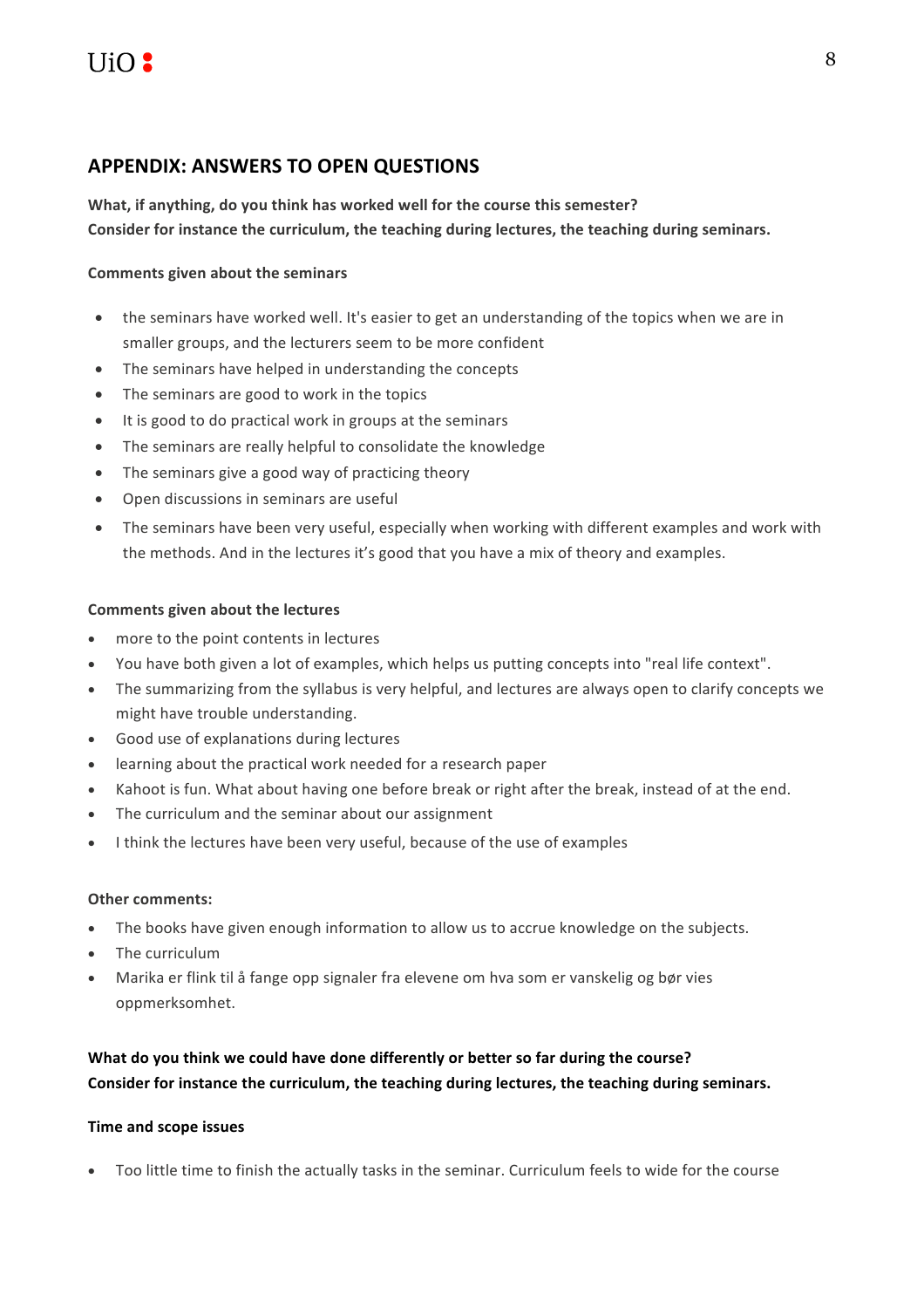## APPENDIX: ANSWERS TO OPEN QUESTIONS

**What, if anything, do you think has worked well for the course this semester?**
**Consider for instance the curriculum, the teaching during lectures, the teaching during seminars.**

**Comments given about the seminars**

- the seminars have worked well. It's easier to get an understanding of the topics when we are in smaller groups, and the lecturers seem to be more confident
- The seminars have helped in understanding the concepts
- The seminars are good to work in the topics
- It is good to do practical work in groups at the seminars
- The seminars are really helpful to consolidate the knowledge
- The seminars give a good way of practicing theory
- Open discussions in seminars are useful
- The seminars have been very useful, especially when working with different examples and work with the methods. And in the lectures it's good that you have a mix of theory and examples.

**Comments given about the lectures**

- more to the point contents in lectures
- You have both given a lot of examples, which helps us putting concepts into "real life context".
- The summarizing from the syllabus is very helpful, and lectures are always open to clarify concepts we might have trouble understanding.
- Good use of explanations during lectures
- learning about the practical work needed for a research paper
- Kahoot is fun. What about having one before break or right after the break, instead of at the end.
- The curriculum and the seminar about our assignment
- I think the lectures have been very useful, because of the use of examples

**Other comments:**

- The books have given enough information to allow us to accrue knowledge on the subjects.
- The curriculum
- Marika er flink til å fange opp signaler fra elevene om hva som er vanskelig og bør vies oppmerksomhet.

**What do you think we could have done differently or better so far during the course?**
**Consider for instance the curriculum, the teaching during lectures, the teaching during seminars.**

**Time and scope issues**

- Too little time to finish the actually tasks in the seminar. Curriculum feels to wide for the course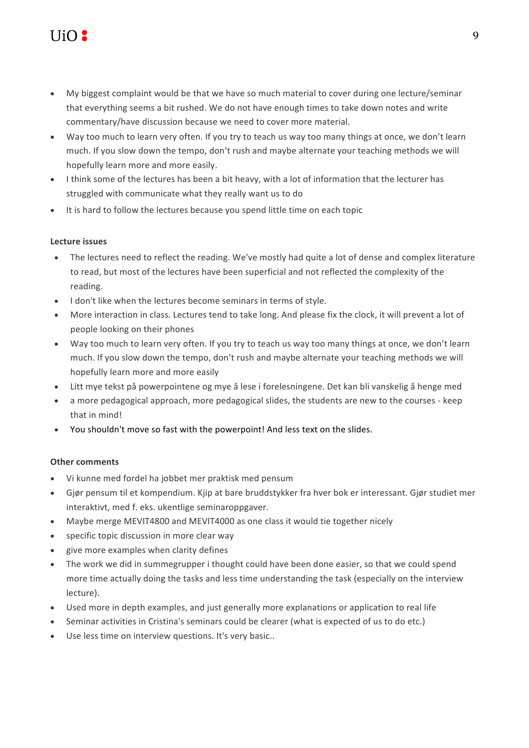- My biggest complaint would be that we have so much material to cover during one lecture/seminar that everything seems a bit rushed. We do not have enough times to take down notes and write commentary/have discussion because we need to cover more material.
- Way too much to learn very often. If you try to teach us way too many things at once, we don't learn much. If you slow down the tempo, don't rush and maybe alternate your teaching methods we will hopefully learn more and more easily.
- I think some of the lectures has been a bit heavy, with a lot of information that the lecturer has struggled with communicate what they really want us to do
- It is hard to follow the lectures because you spend little time on each topic

**Lecture issues**

- The lectures need to reflect the reading. We've mostly had quite a lot of dense and complex literature to read, but most of the lectures have been superficial and not reflected the complexity of the reading.
- I don't like when the lectures become seminars in terms of style.
- More interaction in class. Lectures tend to take long. And please fix the clock, it will prevent a lot of people looking on their phones
- Way too much to learn very often. If you try to teach us way too many things at once, we don't learn much. If you slow down the tempo, don't rush and maybe alternate your teaching methods we will hopefully learn more and more easily
- Litt mye tekst på powerpointene og mye å lese i forelesningene. Det kan bli vanskelig å henge med
- a more pedagogical approach, more pedagogical slides, the students are new to the courses - keep that in mind!
- You shouldn't move so fast with the powerpoint! And less text on the slides.

**Other comments**

- Vi kunne med fordel ha jobbet mer praktisk med pensum
- Gjør pensum til et kompendium. Kjip at bare bruddstykker fra hver bok er interessant. Gjør studiet mer interaktivt, med f. eks. ukentlige seminaroppgaver.
- Maybe merge MEVIT4800 and MEVIT4000 as one class it would tie together nicely
- specific topic discussion in more clear way
- give more examples when clarity defines
- The work we did in summegrupper i thought could have been done easier, so that we could spend more time actually doing the tasks and less time understanding the task (especially on the interview lecture).
- Used more in depth examples, and just generally more explanations or application to real life
- Seminar activities in Cristina's seminars could be clearer (what is expected of us to do etc.)
- Use less time on interview questions. It's very basic..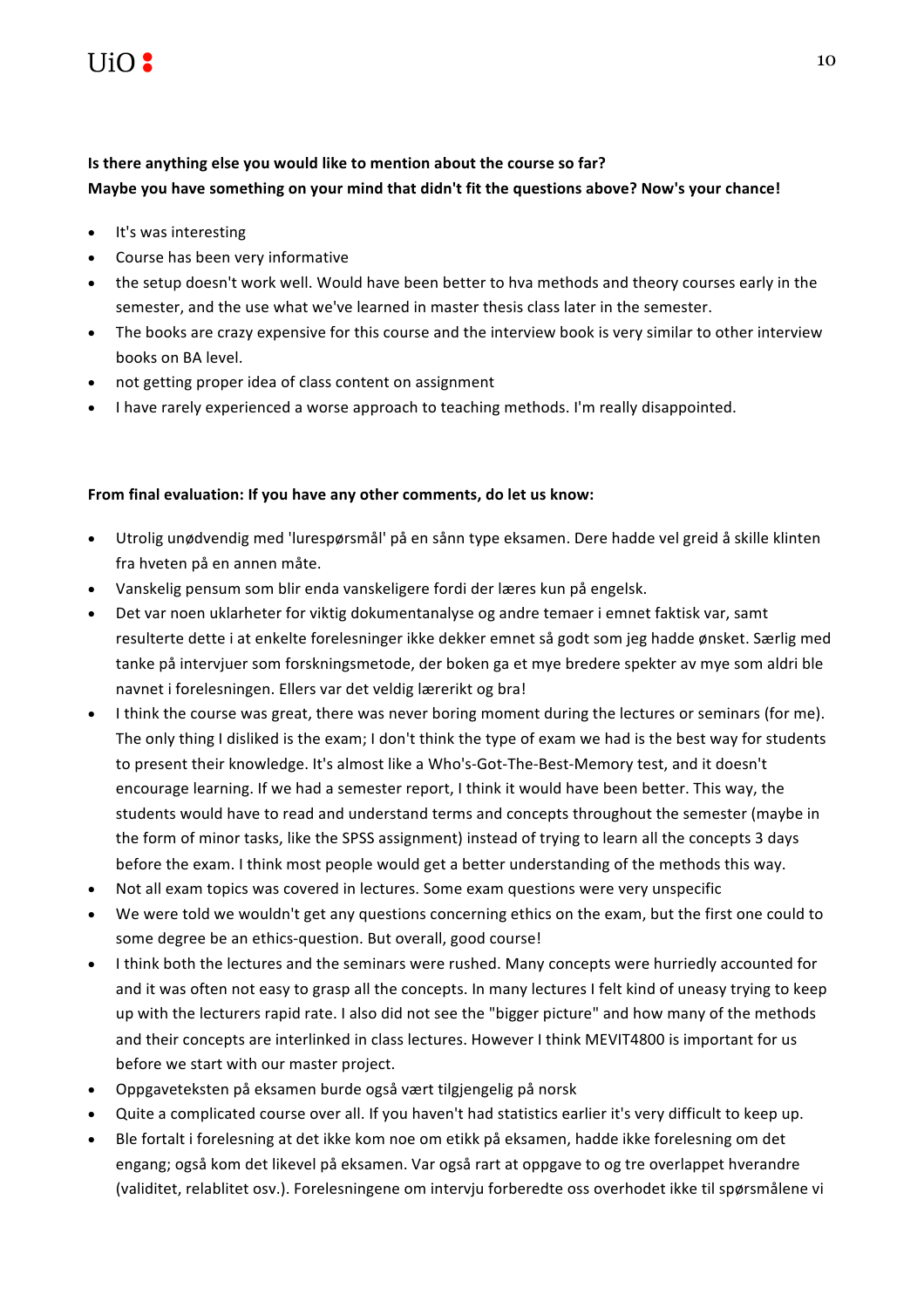**Is there anything else you would like to mention about the course so far?**
**Maybe you have something on your mind that didn't fit the questions above? Now's your chance!**

- It's was interesting
- Course has been very informative
- the setup doesn't work well. Would have been better to hva methods and theory courses early in the semester, and the use what we've learned in master thesis class later in the semester.
- The books are crazy expensive for this course and the interview book is very similar to other interview books on BA level.
- not getting proper idea of class content on assignment
- I have rarely experienced a worse approach to teaching methods. I'm really disappointed.

**From final evaluation: If you have any other comments, do let us know:**

- Utrolig unødvendig med 'lurespørsmål' på en sånn type eksamen. Dere hadde vel greid å skille klinten fra hveten på en annen måte.
- Vanskelig pensum som blir enda vanskeligere fordi der læres kun på engelsk.
- Det var noen uklarheter for viktig dokumentanalyse og andre temaer i emnet faktisk var, samt resulterte dette i at enkelte forelesninger ikke dekker emnet så godt som jeg hadde ønsket. Særlig med tanke på intervjuer som forskningsmetode, der boken ga et mye bredere spekter av mye som aldri ble navnet i forelesningen. Ellers var det veldig lærerikt og bra!
- I think the course was great, there was never boring moment during the lectures or seminars (for me). The only thing I disliked is the exam; I don't think the type of exam we had is the best way for students to present their knowledge. It's almost like a Who's-Got-The-Best-Memory test, and it doesn't encourage learning. If we had a semester report, I think it would have been better. This way, the students would have to read and understand terms and concepts throughout the semester (maybe in the form of minor tasks, like the SPSS assignment) instead of trying to learn all the concepts 3 days before the exam. I think most people would get a better understanding of the methods this way.
- Not all exam topics was covered in lectures. Some exam questions were very unspecific
- We were told we wouldn't get any questions concerning ethics on the exam, but the first one could to some degree be an ethics-question. But overall, good course!
- I think both the lectures and the seminars were rushed. Many concepts were hurriedly accounted for and it was often not easy to grasp all the concepts. In many lectures I felt kind of uneasy trying to keep up with the lecturers rapid rate. I also did not see the "bigger picture" and how many of the methods and their concepts are interlinked in class lectures. However I think MEVIT4800 is important for us before we start with our master project.
- Oppgaveteksten på eksamen burde også vært tilgjengelig på norsk
- Quite a complicated course over all. If you haven't had statistics earlier it's very difficult to keep up.
- Ble fortalt i forelesning at det ikke kom noe om etikk på eksamen, hadde ikke forelesning om det engang; også kom det likevel på eksamen. Var også rart at oppgave to og tre overlappet hverandre (validitet, relablitet osv.). Forelesningene om intervju forberedte oss overhodet ikke til spørsmålene vi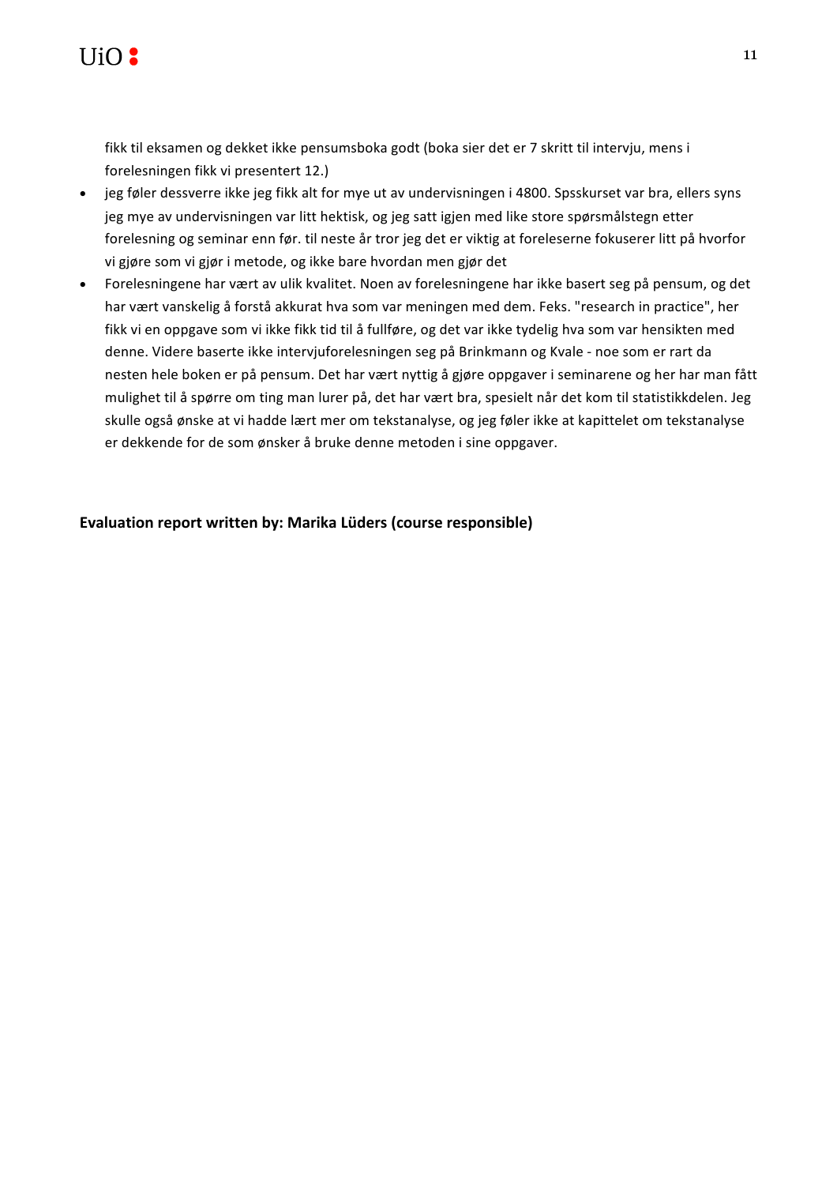fikk til eksamen og dekket ikke pensumsboka godt (boka sier det er 7 skritt til intervju, mens i forelesningen fikk vi presentert 12.)

- jeg føler dessverre ikke jeg fikk alt for mye ut av undervisningen i 4800. Spsskurset var bra, ellers syns jeg mye av undervisningen var litt hektisk, og jeg satt igjen med like store spørsmålstegn etter forelesning og seminar enn før. til neste år tror jeg det er viktig at foreleserne fokuserer litt på hvorfor vi gjøre som vi gjør i metode, og ikke bare hvordan men gjør det
- Forelesningene har vært av ulik kvalitet. Noen av forelesningene har ikke basert seg på pensum, og det har vært vanskelig å forstå akkurat hva som var meningen med dem. Feks. "research in practice", her fikk vi en oppgave som vi ikke fikk tid til å fullføre, og det var ikke tydelig hva som var hensikten med denne. Videre baserte ikke intervjuforelesningen seg på Brinkmann og Kvale - noe som er rart da nesten hele boken er på pensum. Det har vært nyttig å gjøre oppgaver i seminarene og her har man fått mulighet til å spørre om ting man lurer på, det har vært bra, spesielt når det kom til statistikkdelen. Jeg skulle også ønske at vi hadde lært mer om tekstanalyse, og jeg føler ikke at kapittelet om tekstanalyse er dekkende for de som ønsker å bruke denne metoden i sine oppgaver.

**Evaluation report written by: Marika Lüders (course responsible)**